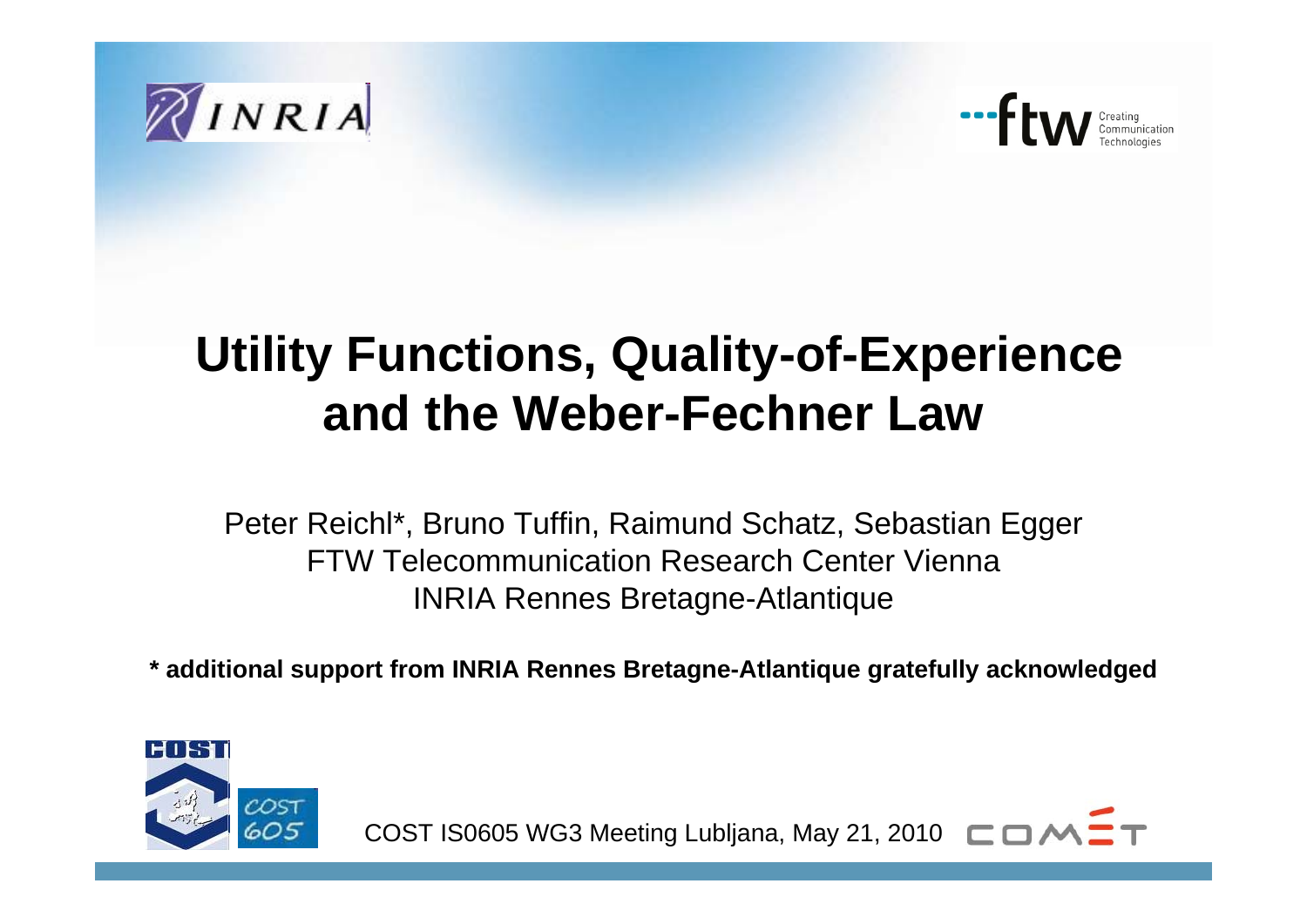# Utility Functions, Quality-of-Experience and the Weber-Fechner Law

Peter Reichl*, Bruno Tuffin, Raimund Schatz, Sebastian Egger
FTW Telecommunication Research Center Vienna
INRIA Rennes Bretagne-Atlantique

**\* additional support from INRIA Rennes Bretagne-Atlantique gratefully acknowledged**

COST IS0605 WG3 Meeting Lubljana, May 21, 2010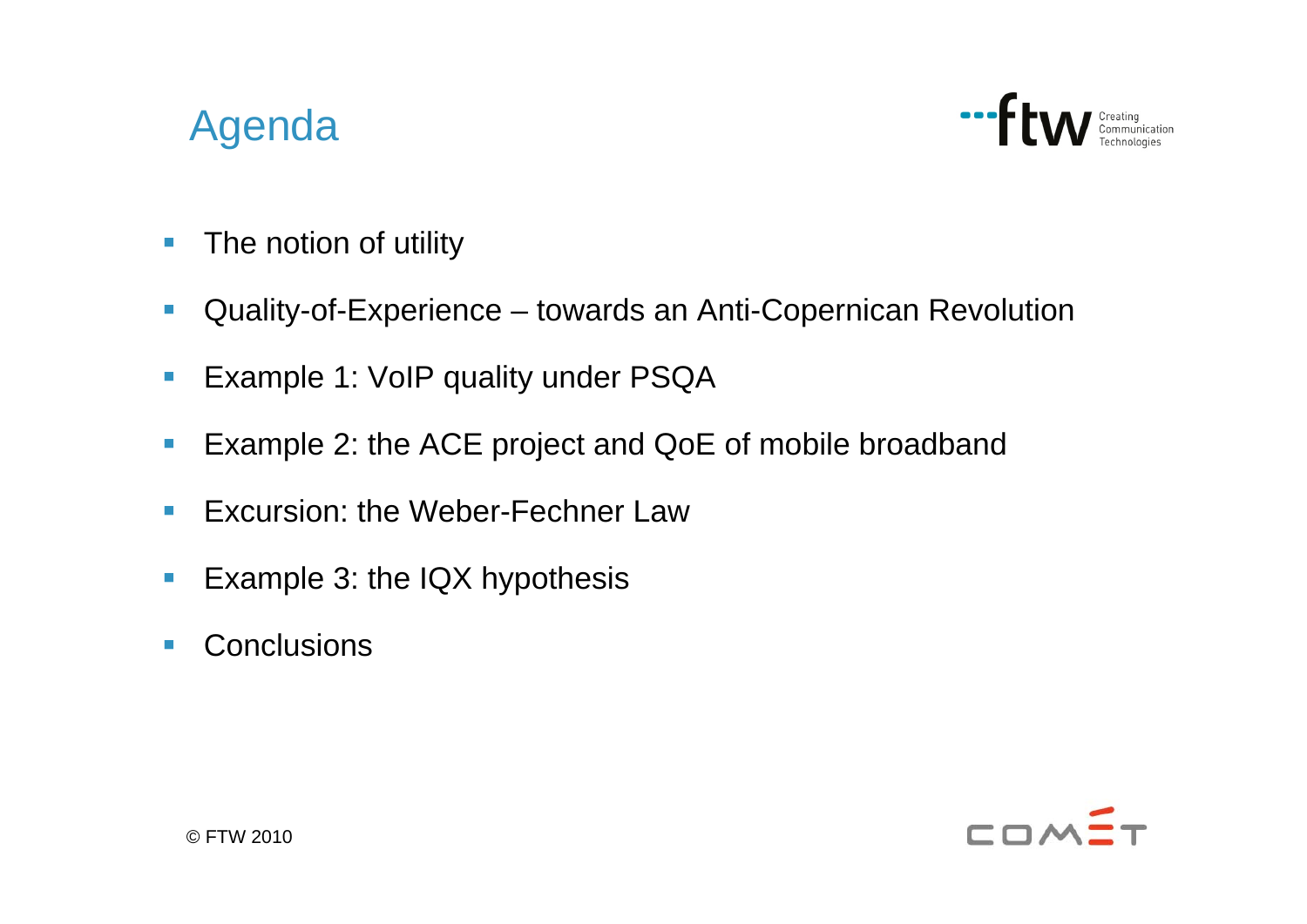# Agenda

- The notion of utility
- Quality-of-Experience – towards an Anti-Copernican Revolution
- Example 1: VoIP quality under PSQA
- Example 2: the ACE project and QoE of mobile broadband
- Excursion: the Weber-Fechner Law
- Example 3: the IQX hypothesis
- Conclusions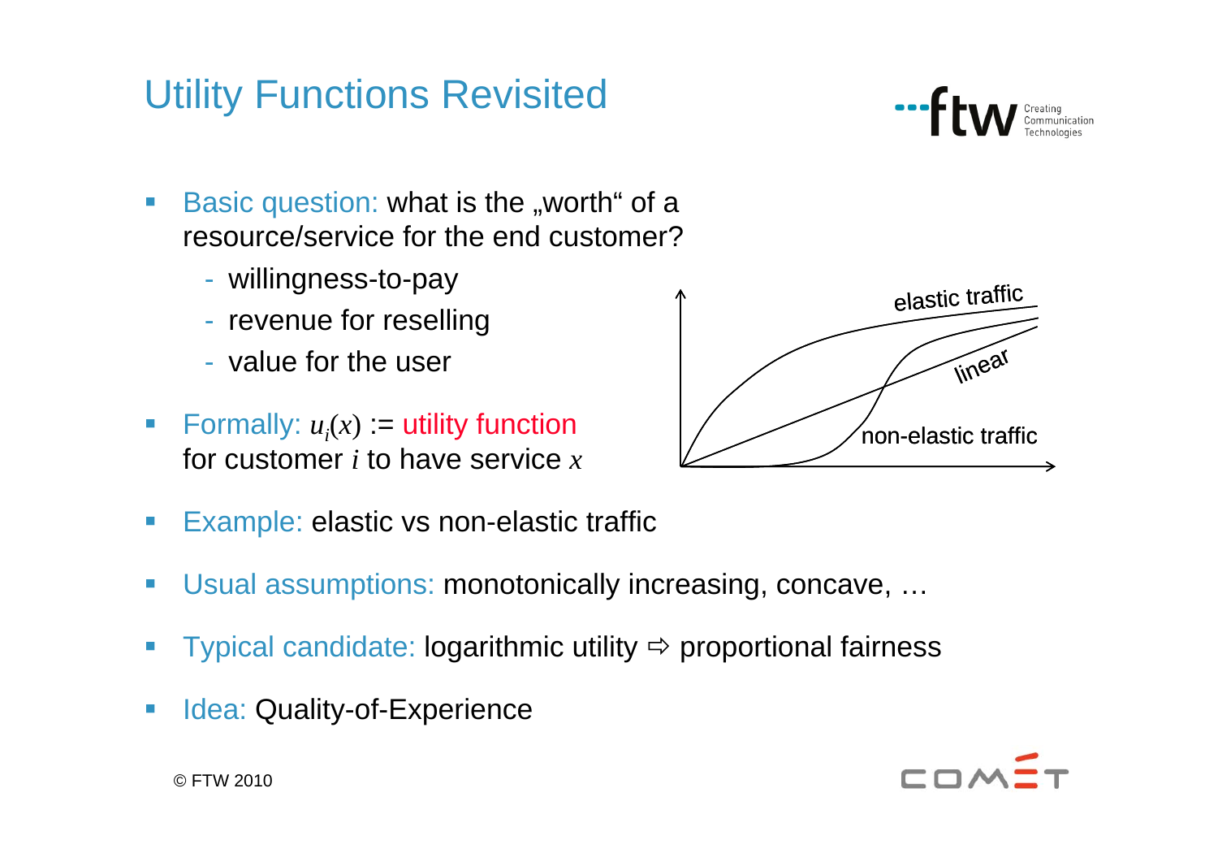# Utility Functions Revisited

- Basic question: what is the „worth“ of a resource/service for the end customer?
  - willingness-to-pay
  - revenue for reselling
  - value for the user
- Formally: $u_i(x)$ := utility function for customer $i$ to have service $x$
- Example: elastic vs non-elastic traffic
- Usual assumptions: monotonically increasing, concave, …
- Typical candidate: logarithmic utility ⇨ proportional fairness
- Idea: Quality-of-Experience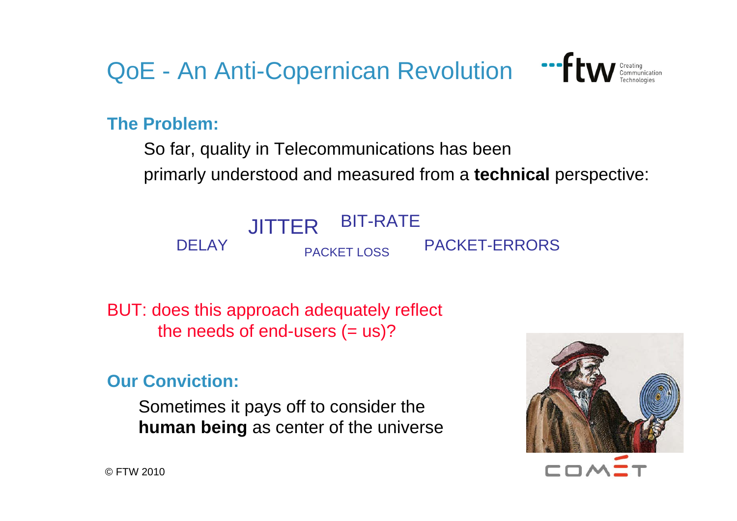# QoE - An Anti-Copernican Revolution

**The Problem:**

So far, quality in Telecommunications has been primarily understood and measured from a **technical** perspective:

JITTER BIT-RATE DELAY PACKET LOSS PACKET-ERRORS

BUT: does this approach adequately reflect the needs of end-users (= us)?

**Our Conviction:**

Sometimes it pays off to consider the **human being** as center of the universe

© FTW 2010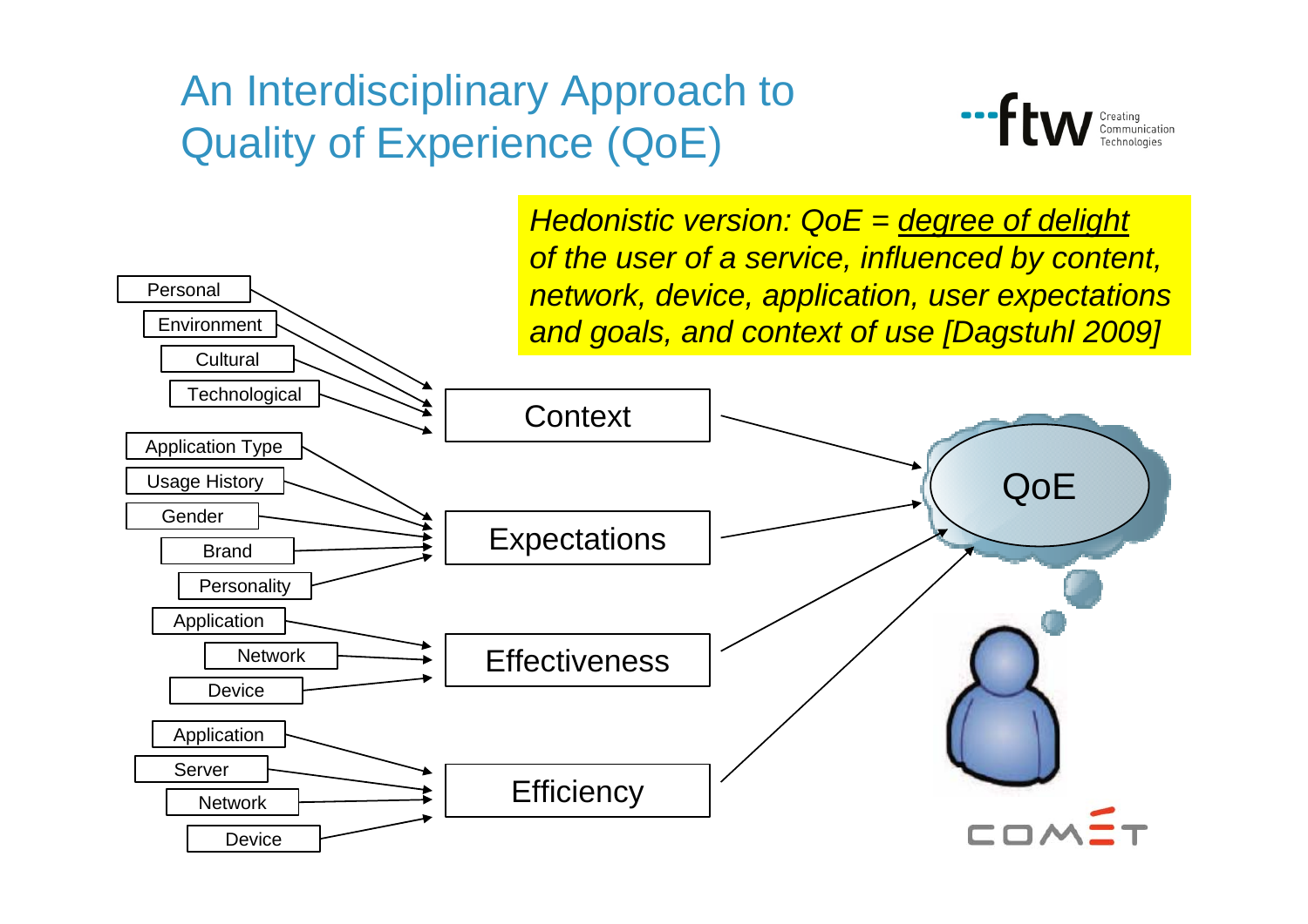# An Interdisciplinary Approach to Quality of Experience (QoE)

*Hedonistic version: QoE = degree of delight of the user of a service, influenced by content, network, device, application, user expectations and goals, and context of use [Dagstuhl 2009]*

- **Context** ← Personal, Environment, Cultural, Technological
- **Expectations** ← Application Type, Usage History, Gender, Brand, Personality
- **Effectiveness** ← Application, Network, Device
- **Efficiency** ← Application, Server, Network, Device

Context, Expectations, Effectiveness, Efficiency → **QoE**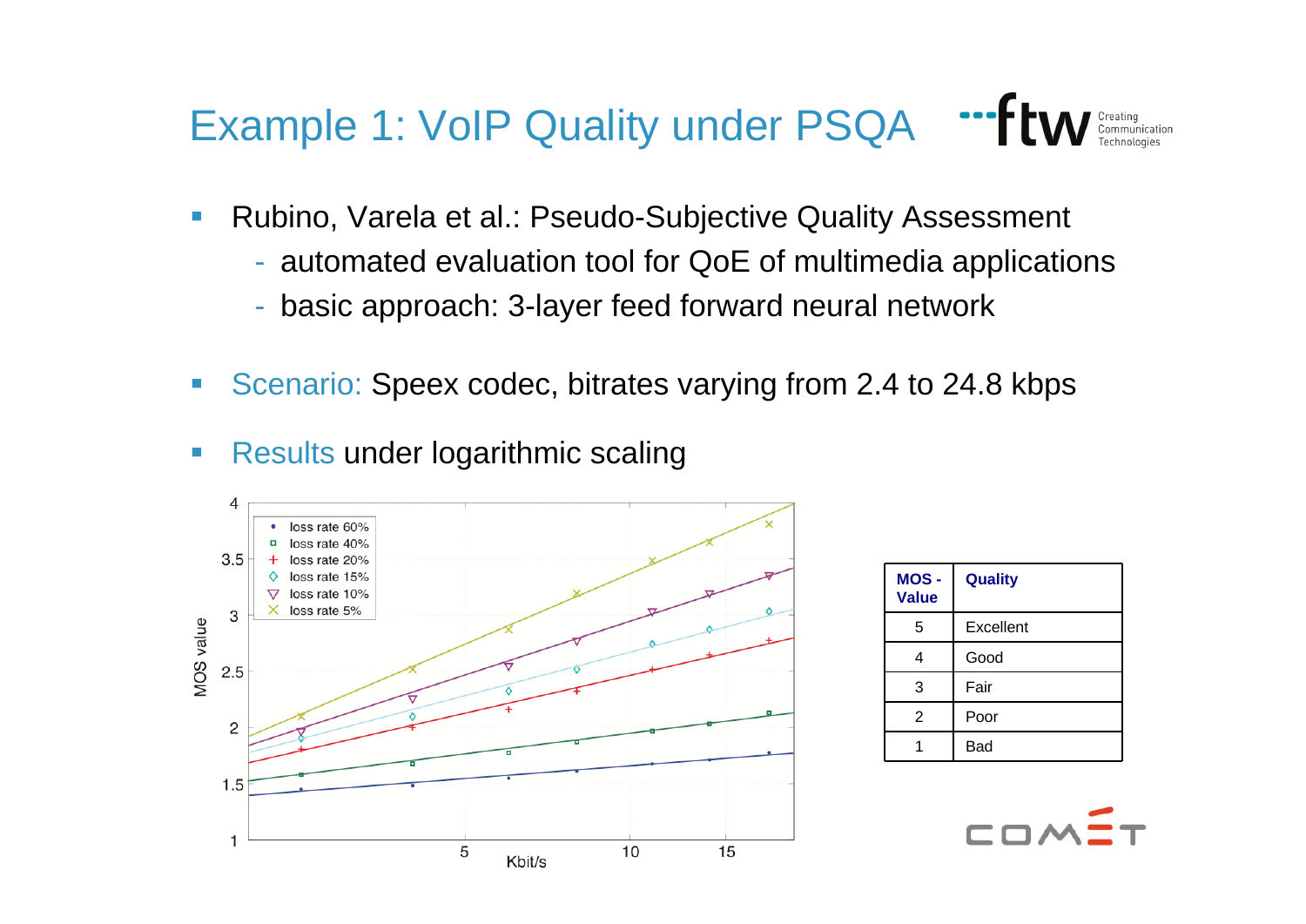# Example 1: VoIP Quality under PSQA

- Rubino, Varela et al.: Pseudo-Subjective Quality Assessment
  - automated evaluation tool for QoE of multimedia applications
  - basic approach: 3-layer feed forward neural network
- Scenario: Speex codec, bitrates varying from 2.4 to 24.8 kbps
- Results under logarithmic scaling

| MOS - Value | Quality |
|---|---|
| 5 | Excellent |
| 4 | Good |
| 3 | Fair |
| 2 | Poor |
| 1 | Bad |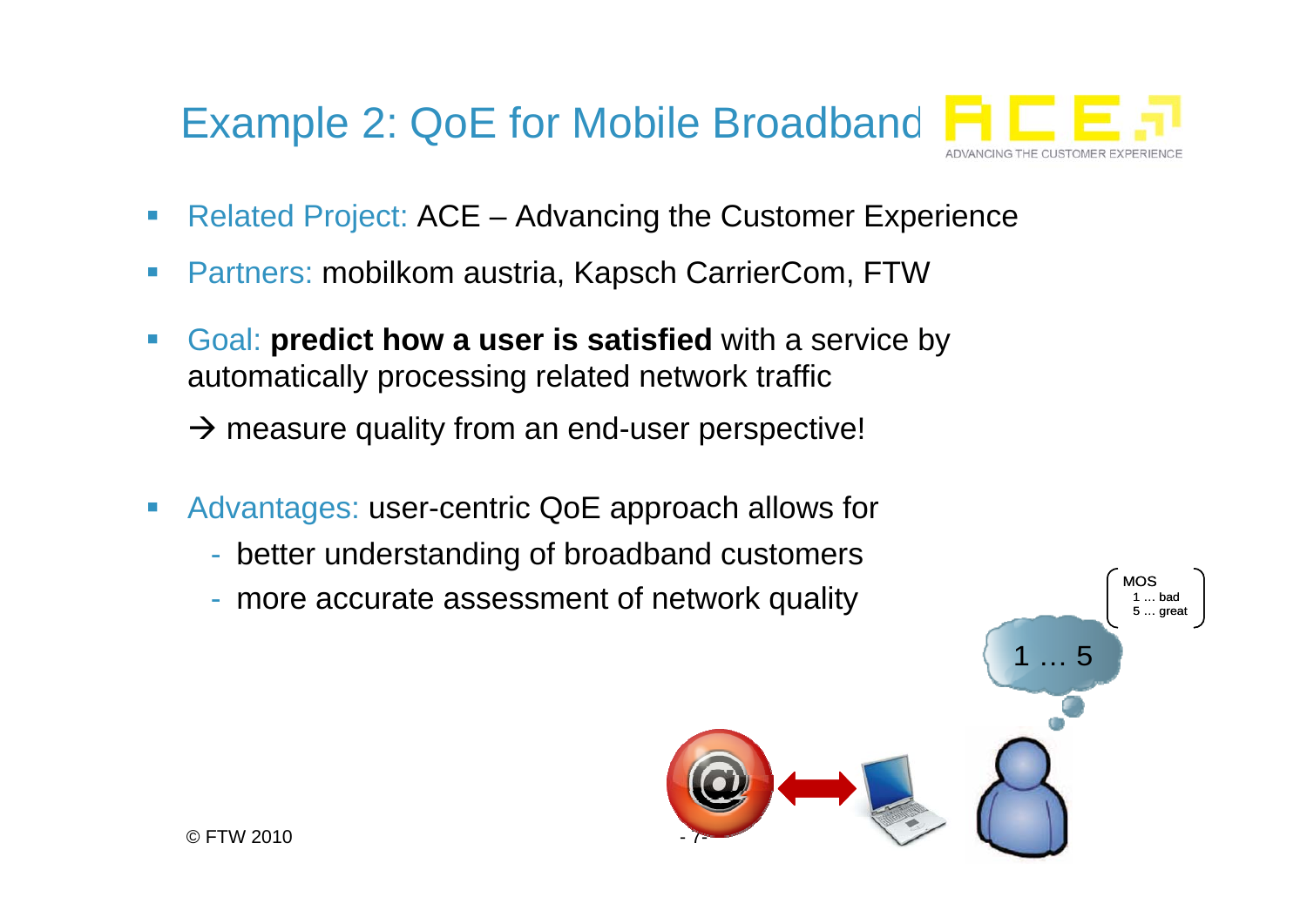# Example 2: QoE for Mobile Broadband

- Related Project: ACE – Advancing the Customer Experience
- Partners: mobilkom austria, Kapsch CarrierCom, FTW
- Goal: **predict how a user is satisfied** with a service by automatically processing related network traffic

  → measure quality from an end-user perspective!

- Advantages: user-centric QoE approach allows for
  - better understanding of broadband customers
  - more accurate assessment of network quality

MOS
1 ... bad
5 ... great

1 … 5

© FTW 2010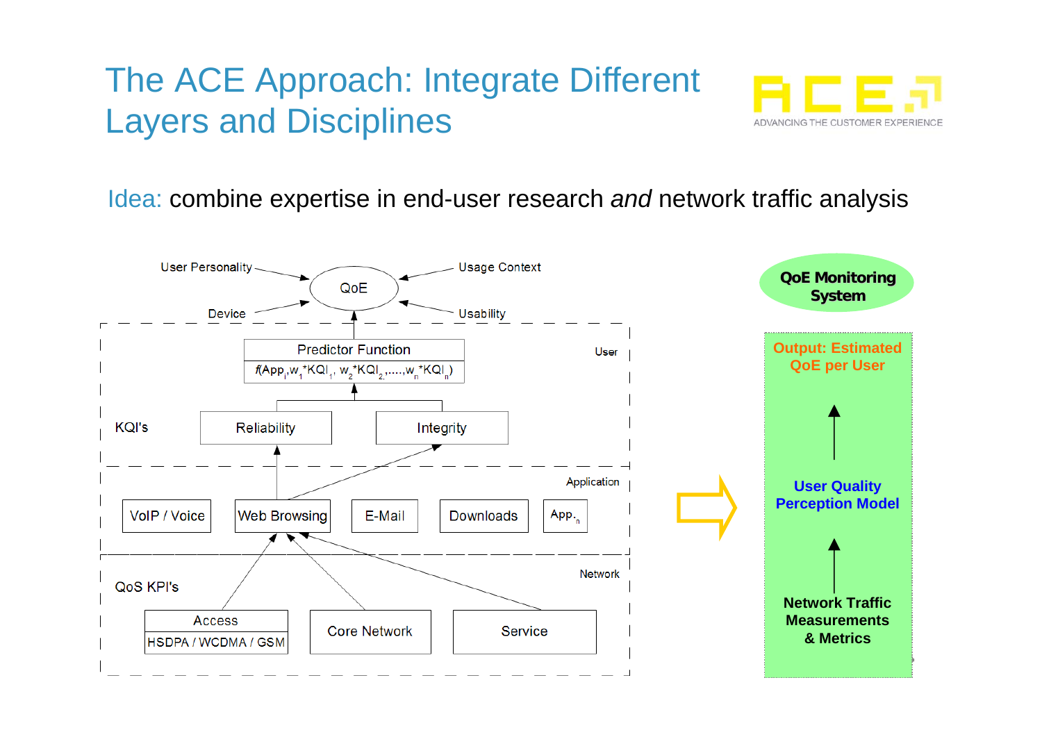# The ACE Approach: Integrate Different Layers and Disciplines

ACE — ADVANCING THE CUSTOMER EXPERIENCE

Idea: combine expertise in end-user research *and* network traffic analysis

User Personality → QoE ← Usage Context

Device → QoE ← Usability

**User**

Predictor Function

$f(App_i, w_1 * KQI_1, w_2 * KQI_2, \ldots, w_n * KQI_n)$

KQI's: Reliability, Integrity

**Application**

VoIP / Voice | Web Browsing | E-Mail | Downloads | $App._n$

**Network**

QoS KPI's: Access (HSDPA / WCDMA / GSM) | Core Network | Service

**QoE Monitoring System**

Output: Estimated QoE per User

↑

User Quality Perception Model

↑

Network Traffic Measurements & Metrics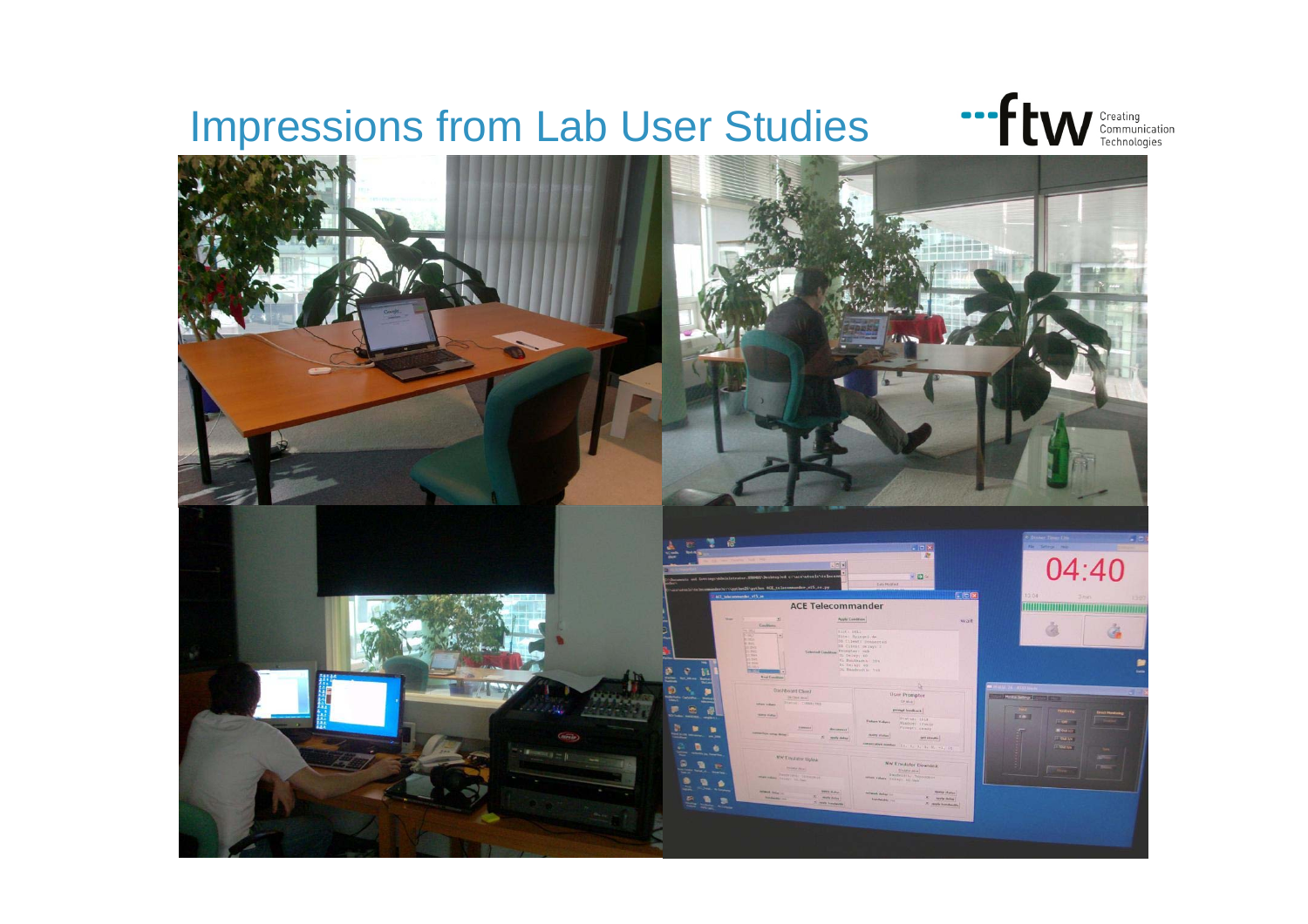# Impressions from Lab User Studies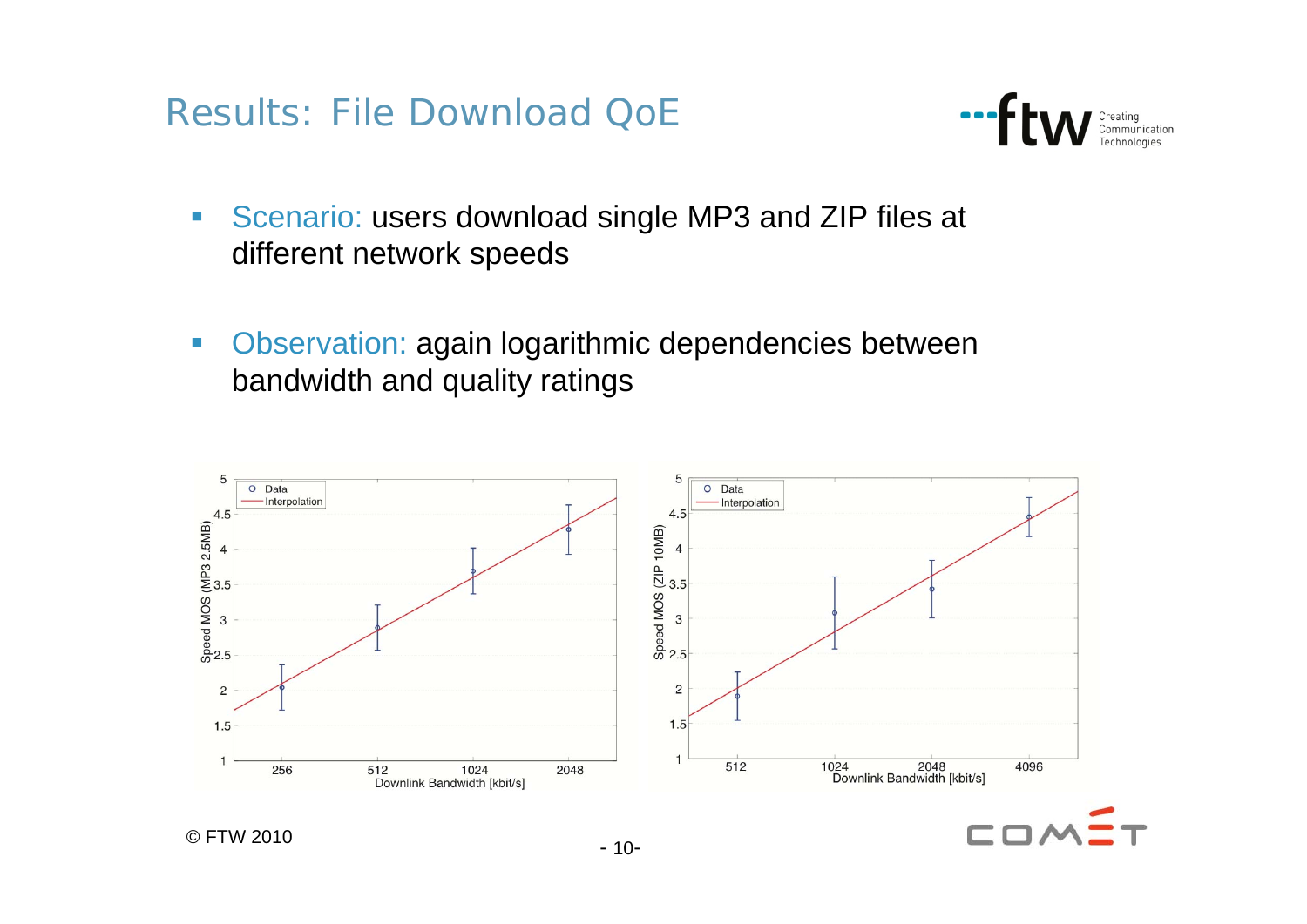# Results: File Download QoE

- Scenario: users download single MP3 and ZIP files at different network speeds
- Observation: again logarithmic dependencies between bandwidth and quality ratings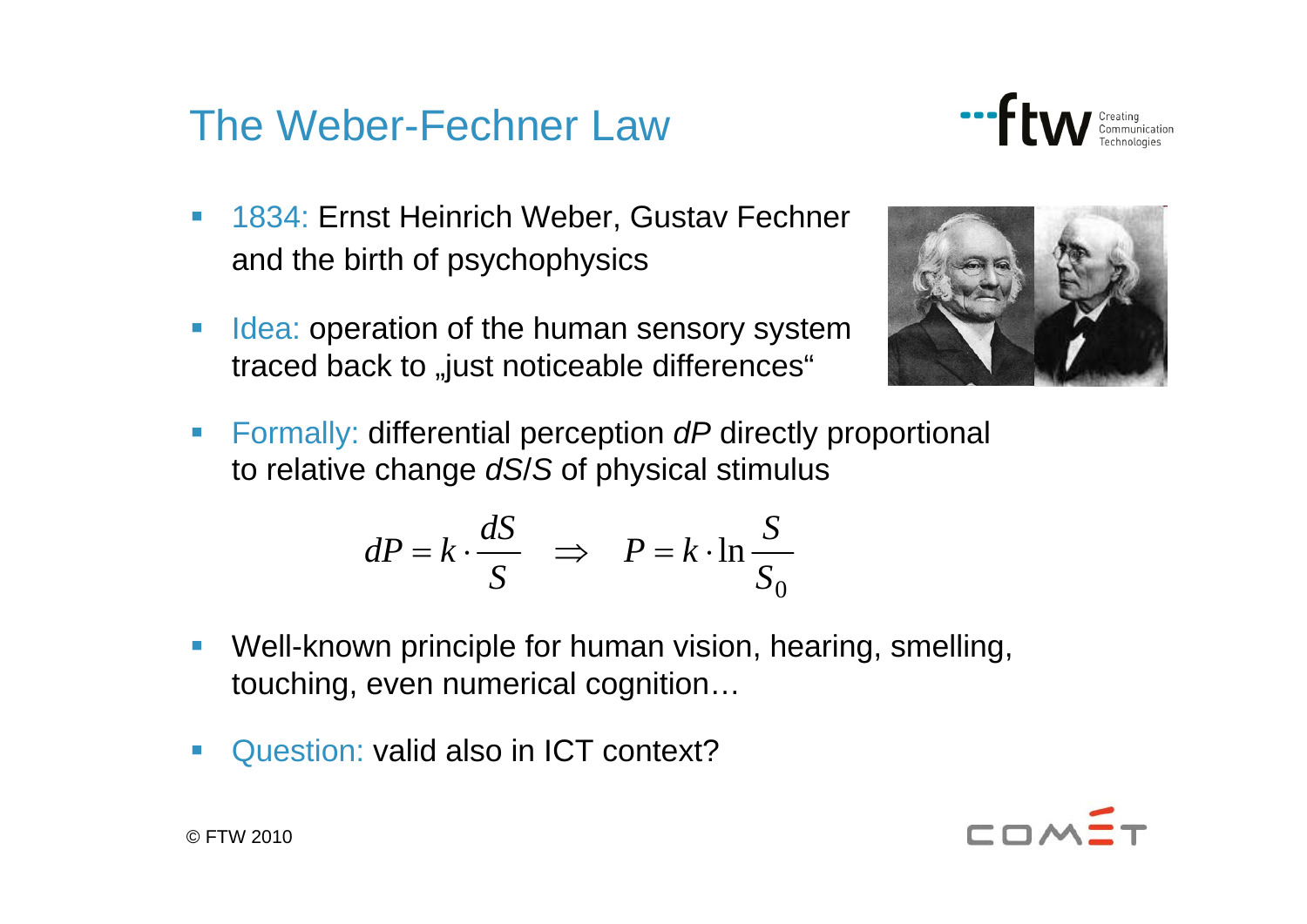# The Weber-Fechner Law

- 1834: Ernst Heinrich Weber, Gustav Fechner and the birth of psychophysics
- Idea: operation of the human sensory system traced back to „just noticeable differences"
- Formally: differential perception *dP* directly proportional to relative change *dS*/*S* of physical stimulus

$$dP = k \cdot \frac{dS}{S} \quad \Rightarrow \quad P = k \cdot \ln \frac{S}{S_0}$$

- Well-known principle for human vision, hearing, smelling, touching, even numerical cognition…
- Question: valid also in ICT context?

© FTW 2010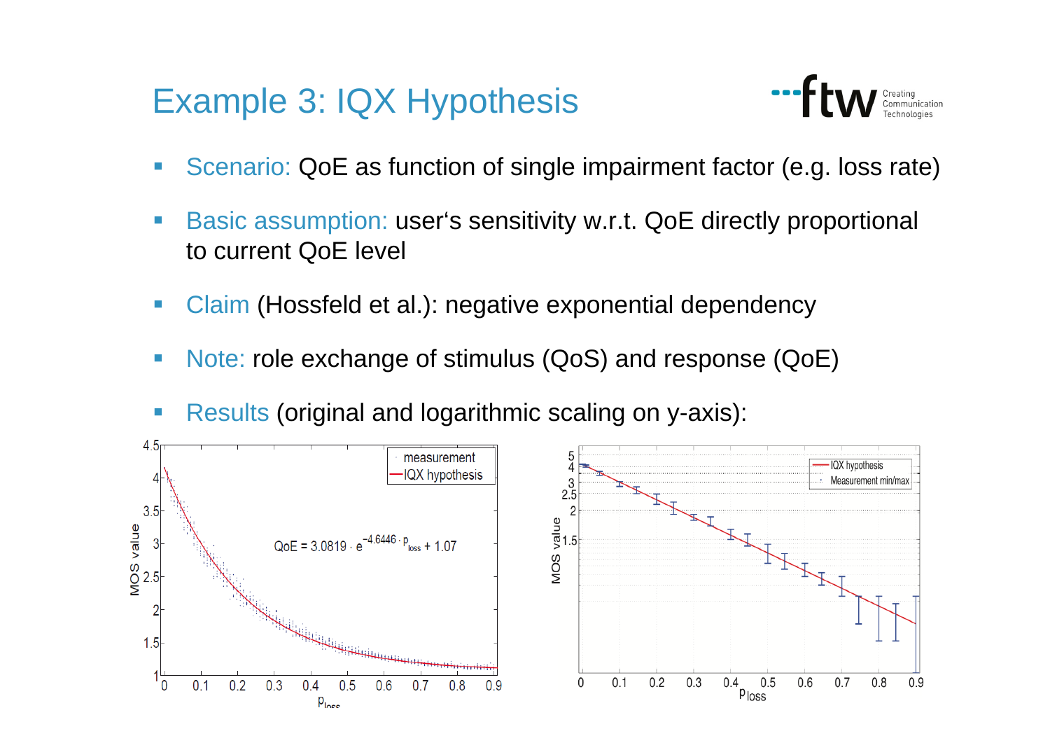# Example 3: IQX Hypothesis

- Scenario: QoE as function of single impairment factor (e.g. loss rate)
- Basic assumption: user's sensitivity w.r.t. QoE directly proportional to current QoE level
- Claim (Hossfeld et al.): negative exponential dependency
- Note: role exchange of stimulus (QoS) and response (QoE)
- Results (original and logarithmic scaling on y-axis):

$$QoE = 3.0819 \cdot e^{-4.6446 \cdot p_{loss}} + 1.07$$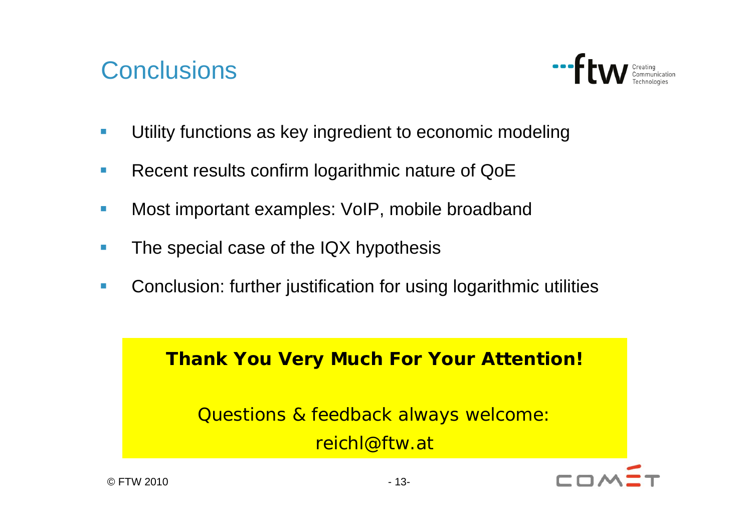# Conclusions

- Utility functions as key ingredient to economic modeling
- Recent results confirm logarithmic nature of QoE
- Most important examples: VoIP, mobile broadband
- The special case of the IQX hypothesis
- Conclusion: further justification for using logarithmic utilities

**Thank You Very Much For Your Attention!**

Questions & feedback always welcome:

reichl@ftw.at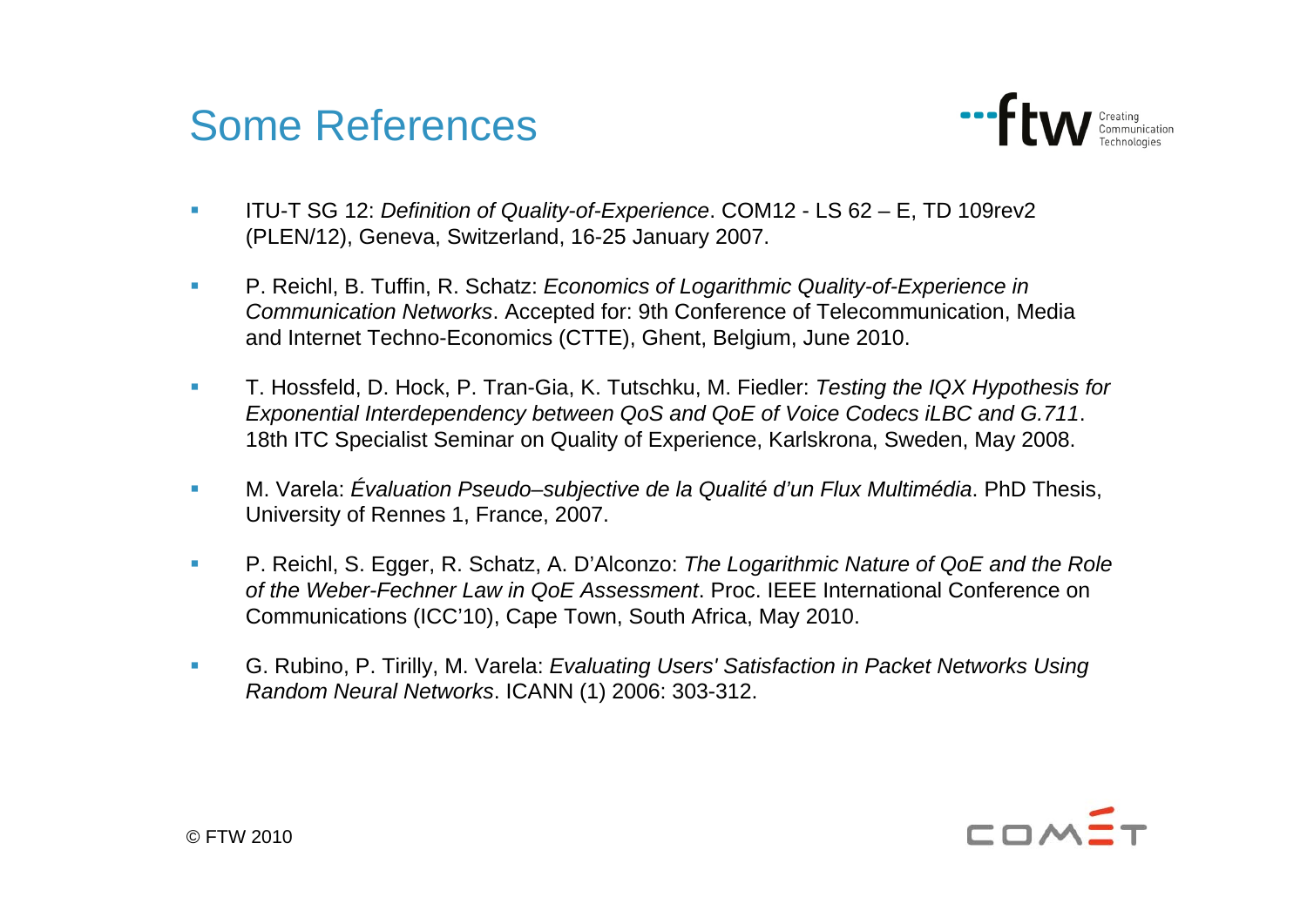# Some References

- ITU-T SG 12: *Definition of Quality-of-Experience*. COM12 - LS 62 – E, TD 109rev2 (PLEN/12), Geneva, Switzerland, 16-25 January 2007.
- P. Reichl, B. Tuffin, R. Schatz: *Economics of Logarithmic Quality-of-Experience in Communication Networks*. Accepted for: 9th Conference of Telecommunication, Media and Internet Techno-Economics (CTTE), Ghent, Belgium, June 2010.
- T. Hossfeld, D. Hock, P. Tran-Gia, K. Tutschku, M. Fiedler: *Testing the IQX Hypothesis for Exponential Interdependency between QoS and QoE of Voice Codecs iLBC and G.711*. 18th ITC Specialist Seminar on Quality of Experience, Karlskrona, Sweden, May 2008.
- M. Varela: *Évaluation Pseudo–subjective de la Qualité d'un Flux Multimédia*. PhD Thesis, University of Rennes 1, France, 2007.
- P. Reichl, S. Egger, R. Schatz, A. D'Alconzo: *The Logarithmic Nature of QoE and the Role of the Weber-Fechner Law in QoE Assessment*. Proc. IEEE International Conference on Communications (ICC'10), Cape Town, South Africa, May 2010.
- G. Rubino, P. Tirilly, M. Varela: *Evaluating Users' Satisfaction in Packet Networks Using Random Neural Networks*. ICANN (1) 2006: 303-312.